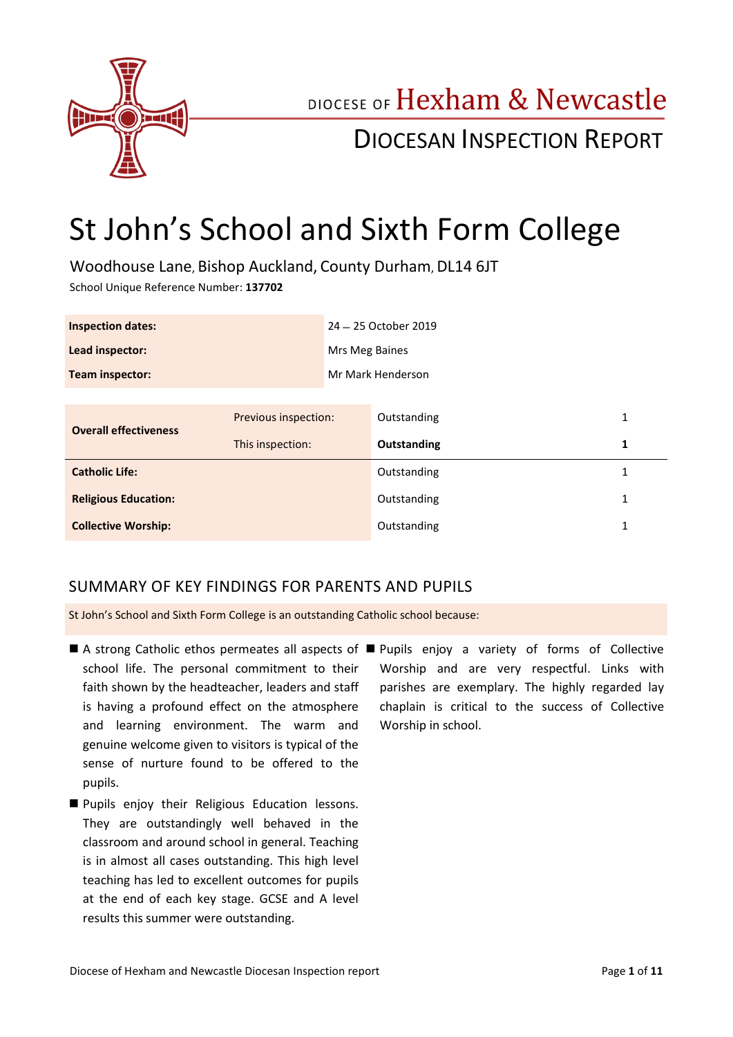DIOCESE OF Hexham & Newcastle

DIOCESAN INSPECTION REPORT

# St John's School and Sixth Form College

Woodhouse Lane, Bishop Auckland, County Durham, DL14 6JT

School Unique Reference Number: **137702**

| | |
|---|---|
| **Inspection dates:** | 24 – 25 October 2019 |
| **Lead inspector:** | Mrs Meg Baines |
| **Team inspector:** | Mr Mark Henderson |

| | | | |
|---|---|---|---|
| **Overall effectiveness** | Previous inspection: | Outstanding | 1 |
| | This inspection: | **Outstanding** | **1** |
| **Catholic Life:** | | Outstanding | 1 |
| **Religious Education:** | | Outstanding | 1 |
| **Collective Worship:** | | Outstanding | 1 |

## SUMMARY OF KEY FINDINGS FOR PARENTS AND PUPILS

St John's School and Sixth Form College is an outstanding Catholic school because:

- A strong Catholic ethos permeates all aspects of school life. The personal commitment to their faith shown by the headteacher, leaders and staff is having a profound effect on the atmosphere and learning environment. The warm and genuine welcome given to visitors is typical of the sense of nurture found to be offered to the pupils.
- Pupils enjoy their Religious Education lessons. They are outstandingly well behaved in the classroom and around school in general. Teaching is in almost all cases outstanding. This high level teaching has led to excellent outcomes for pupils at the end of each key stage. GCSE and A level results this summer were outstanding.
- Pupils enjoy a variety of forms of Collective Worship and are very respectful. Links with parishes are exemplary. The highly regarded lay chaplain is critical to the success of Collective Worship in school.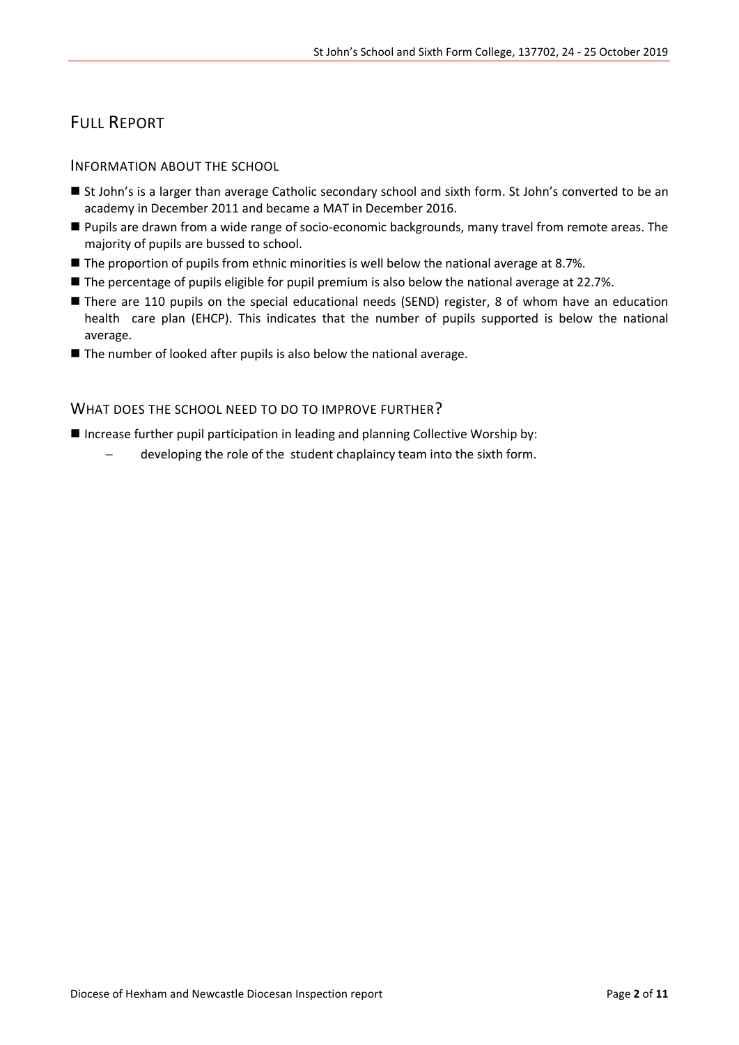# Full Report

## Information about the school

- St John's is a larger than average Catholic secondary school and sixth form. St John's converted to be an academy in December 2011 and became a MAT in December 2016.
- Pupils are drawn from a wide range of socio-economic backgrounds, many travel from remote areas. The majority of pupils are bussed to school.
- The proportion of pupils from ethnic minorities is well below the national average at 8.7%.
- The percentage of pupils eligible for pupil premium is also below the national average at 22.7%.
- There are 110 pupils on the special educational needs (SEND) register, 8 of whom have an education health care plan (EHCP). This indicates that the number of pupils supported is below the national average.
- The number of looked after pupils is also below the national average.

## What does the school need to do to improve further?

- Increase further pupil participation in leading and planning Collective Worship by:
  - developing the role of the student chaplaincy team into the sixth form.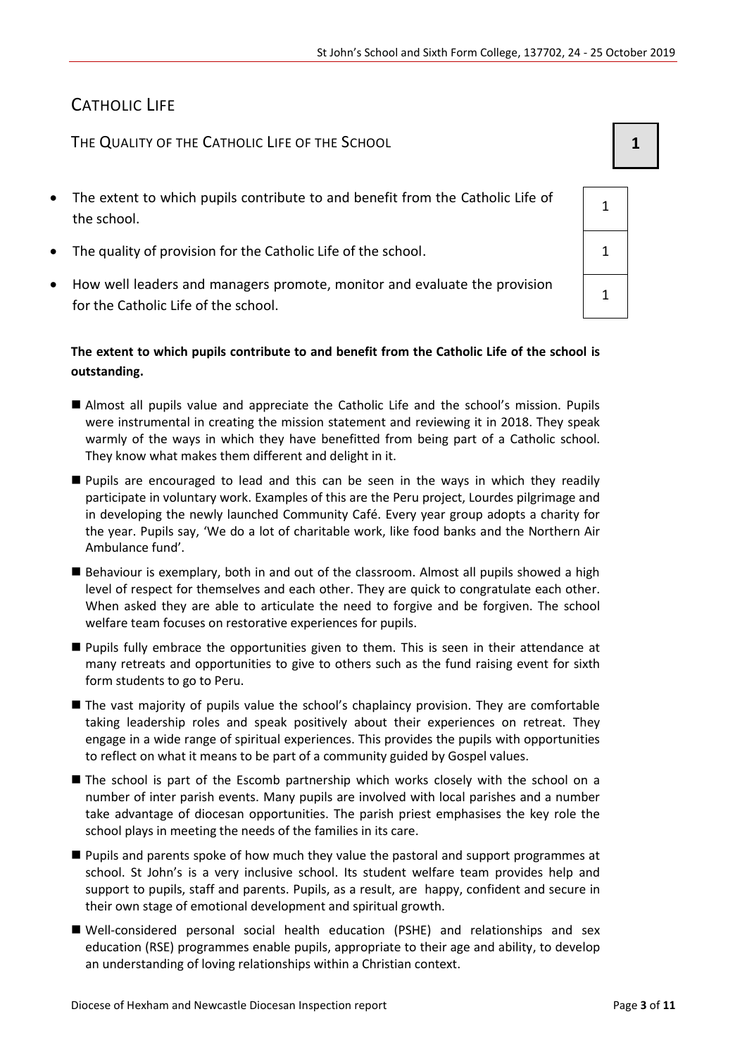## CATHOLIC LIFE

### THE QUALITY OF THE CATHOLIC LIFE OF THE SCHOOL **1**

| | |
|---|---|
| The extent to which pupils contribute to and benefit from the Catholic Life of the school. | 1 |
| The quality of provision for the Catholic Life of the school. | 1 |
| How well leaders and managers promote, monitor and evaluate the provision for the Catholic Life of the school. | 1 |

**The extent to which pupils contribute to and benefit from the Catholic Life of the school is outstanding.**

- Almost all pupils value and appreciate the Catholic Life and the school's mission. Pupils were instrumental in creating the mission statement and reviewing it in 2018. They speak warmly of the ways in which they have benefitted from being part of a Catholic school. They know what makes them different and delight in it.
- Pupils are encouraged to lead and this can be seen in the ways in which they readily participate in voluntary work. Examples of this are the Peru project, Lourdes pilgrimage and in developing the newly launched Community Café. Every year group adopts a charity for the year. Pupils say, 'We do a lot of charitable work, like food banks and the Northern Air Ambulance fund'.
- Behaviour is exemplary, both in and out of the classroom. Almost all pupils showed a high level of respect for themselves and each other. They are quick to congratulate each other. When asked they are able to articulate the need to forgive and be forgiven. The school welfare team focuses on restorative experiences for pupils.
- Pupils fully embrace the opportunities given to them. This is seen in their attendance at many retreats and opportunities to give to others such as the fund raising event for sixth form students to go to Peru.
- The vast majority of pupils value the school's chaplaincy provision. They are comfortable taking leadership roles and speak positively about their experiences on retreat. They engage in a wide range of spiritual experiences. This provides the pupils with opportunities to reflect on what it means to be part of a community guided by Gospel values.
- The school is part of the Escomb partnership which works closely with the school on a number of inter parish events. Many pupils are involved with local parishes and a number take advantage of diocesan opportunities. The parish priest emphasises the key role the school plays in meeting the needs of the families in its care.
- Pupils and parents spoke of how much they value the pastoral and support programmes at school. St John's is a very inclusive school. Its student welfare team provides help and support to pupils, staff and parents. Pupils, as a result, are happy, confident and secure in their own stage of emotional development and spiritual growth.
- Well-considered personal social health education (PSHE) and relationships and sex education (RSE) programmes enable pupils, appropriate to their age and ability, to develop an understanding of loving relationships within a Christian context.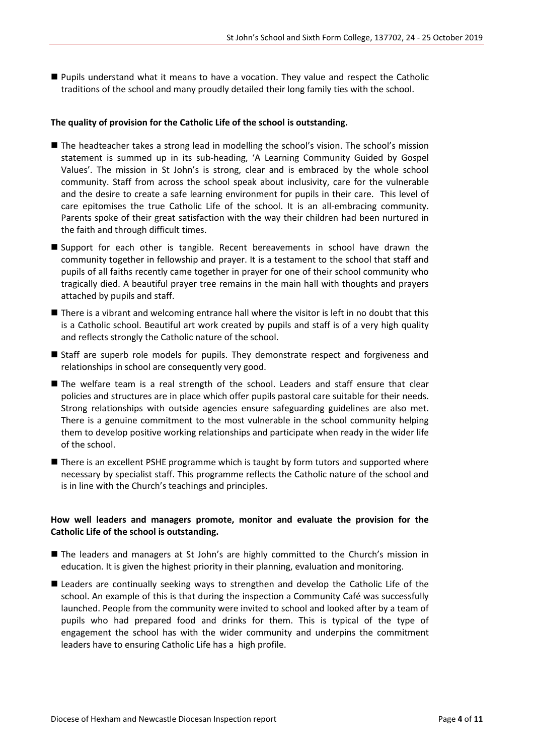- Pupils understand what it means to have a vocation. They value and respect the Catholic traditions of the school and many proudly detailed their long family ties with the school.

**The quality of provision for the Catholic Life of the school is outstanding.**

- The headteacher takes a strong lead in modelling the school's vision. The school's mission statement is summed up in its sub-heading, 'A Learning Community Guided by Gospel Values'. The mission in St John's is strong, clear and is embraced by the whole school community. Staff from across the school speak about inclusivity, care for the vulnerable and the desire to create a safe learning environment for pupils in their care. This level of care epitomises the true Catholic Life of the school. It is an all-embracing community. Parents spoke of their great satisfaction with the way their children had been nurtured in the faith and through difficult times.
- Support for each other is tangible. Recent bereavements in school have drawn the community together in fellowship and prayer. It is a testament to the school that staff and pupils of all faiths recently came together in prayer for one of their school community who tragically died. A beautiful prayer tree remains in the main hall with thoughts and prayers attached by pupils and staff.
- There is a vibrant and welcoming entrance hall where the visitor is left in no doubt that this is a Catholic school. Beautiful art work created by pupils and staff is of a very high quality and reflects strongly the Catholic nature of the school.
- Staff are superb role models for pupils. They demonstrate respect and forgiveness and relationships in school are consequently very good.
- The welfare team is a real strength of the school. Leaders and staff ensure that clear policies and structures are in place which offer pupils pastoral care suitable for their needs. Strong relationships with outside agencies ensure safeguarding guidelines are also met. There is a genuine commitment to the most vulnerable in the school community helping them to develop positive working relationships and participate when ready in the wider life of the school.
- There is an excellent PSHE programme which is taught by form tutors and supported where necessary by specialist staff. This programme reflects the Catholic nature of the school and is in line with the Church's teachings and principles.

**How well leaders and managers promote, monitor and evaluate the provision for the Catholic Life of the school is outstanding.**

- The leaders and managers at St John's are highly committed to the Church's mission in education. It is given the highest priority in their planning, evaluation and monitoring.
- Leaders are continually seeking ways to strengthen and develop the Catholic Life of the school. An example of this is that during the inspection a Community Café was successfully launched. People from the community were invited to school and looked after by a team of pupils who had prepared food and drinks for them. This is typical of the type of engagement the school has with the wider community and underpins the commitment leaders have to ensuring Catholic Life has a high profile.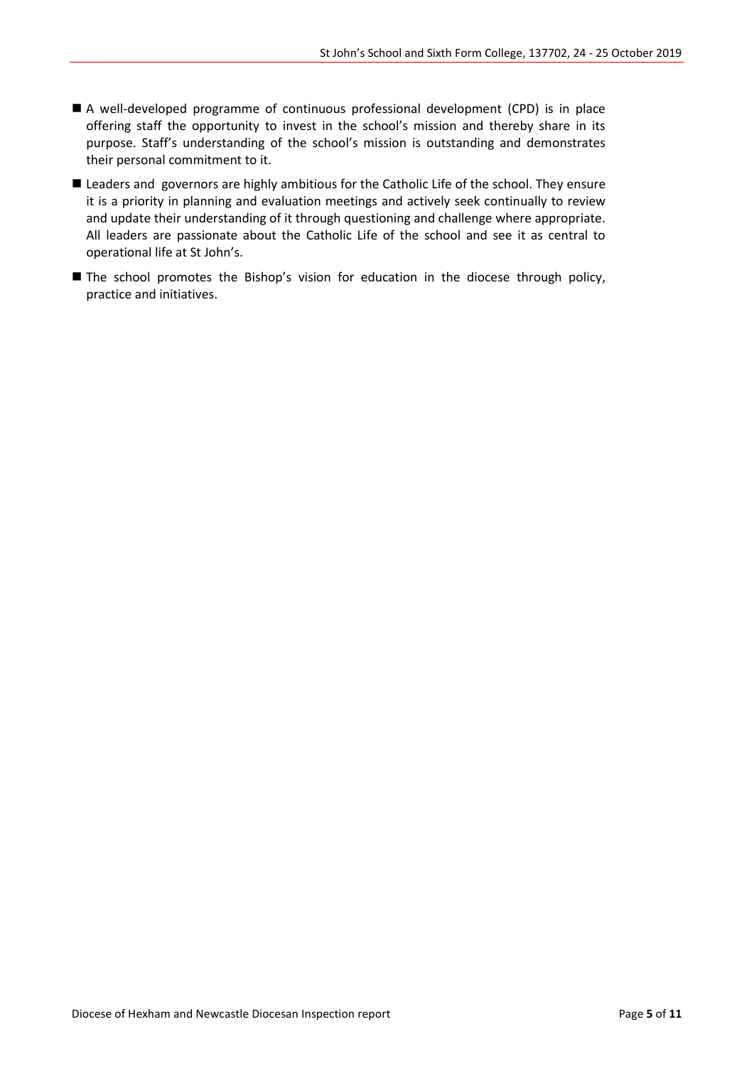- A well-developed programme of continuous professional development (CPD) is in place offering staff the opportunity to invest in the school's mission and thereby share in its purpose. Staff's understanding of the school's mission is outstanding and demonstrates their personal commitment to it.
- Leaders and governors are highly ambitious for the Catholic Life of the school. They ensure it is a priority in planning and evaluation meetings and actively seek continually to review and update their understanding of it through questioning and challenge where appropriate. All leaders are passionate about the Catholic Life of the school and see it as central to operational life at St John's.
- The school promotes the Bishop's vision for education in the diocese through policy, practice and initiatives.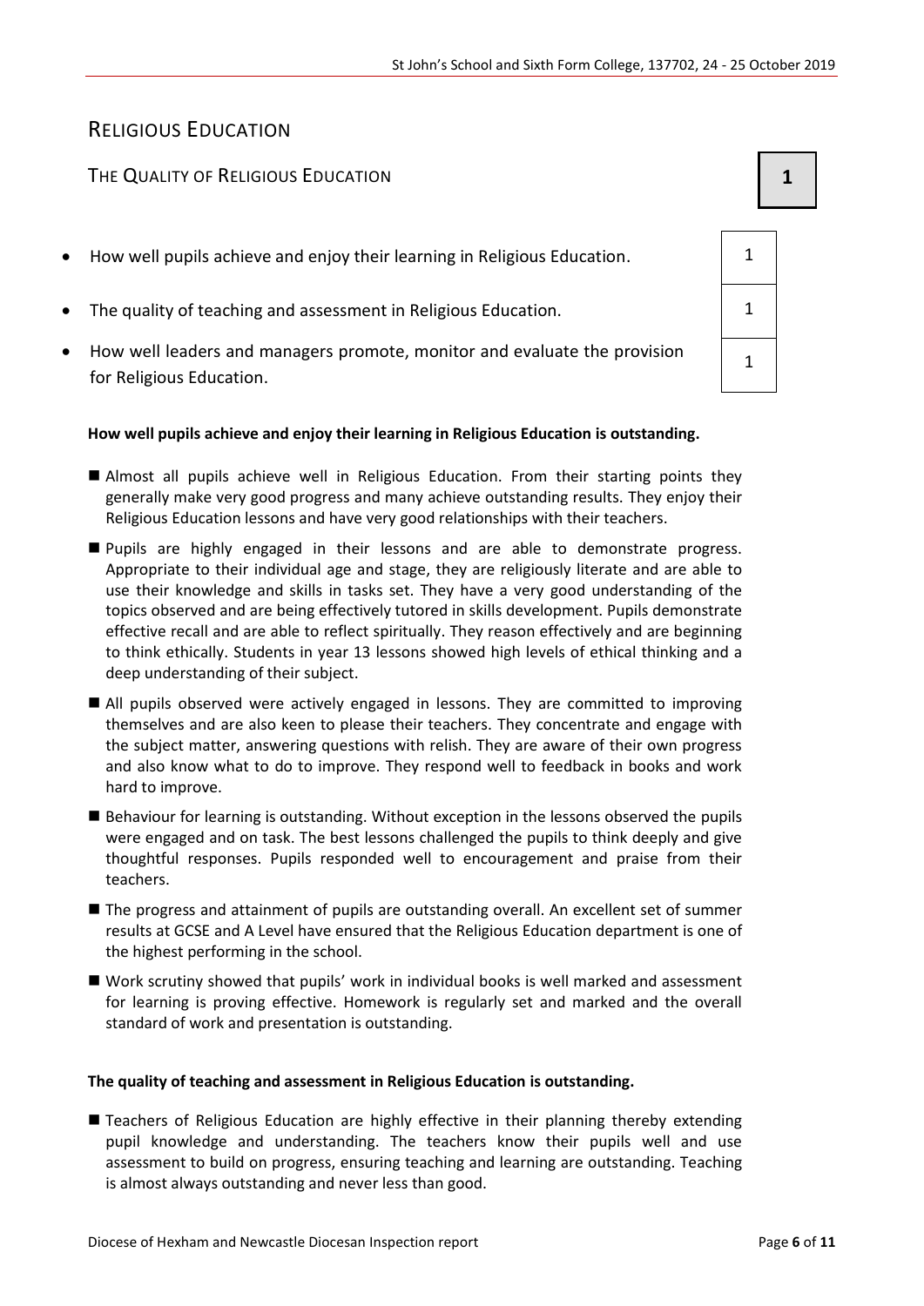## RELIGIOUS EDUCATION

### THE QUALITY OF RELIGIOUS EDUCATION — 1

| | |
|---|---|
| How well pupils achieve and enjoy their learning in Religious Education. | 1 |
| The quality of teaching and assessment in Religious Education. | 1 |
| How well leaders and managers promote, monitor and evaluate the provision for Religious Education. | 1 |

**How well pupils achieve and enjoy their learning in Religious Education is outstanding.**

- Almost all pupils achieve well in Religious Education. From their starting points they generally make very good progress and many achieve outstanding results. They enjoy their Religious Education lessons and have very good relationships with their teachers.
- Pupils are highly engaged in their lessons and are able to demonstrate progress. Appropriate to their individual age and stage, they are religiously literate and are able to use their knowledge and skills in tasks set. They have a very good understanding of the topics observed and are being effectively tutored in skills development. Pupils demonstrate effective recall and are able to reflect spiritually. They reason effectively and are beginning to think ethically. Students in year 13 lessons showed high levels of ethical thinking and a deep understanding of their subject.
- All pupils observed were actively engaged in lessons. They are committed to improving themselves and are also keen to please their teachers. They concentrate and engage with the subject matter, answering questions with relish. They are aware of their own progress and also know what to do to improve. They respond well to feedback in books and work hard to improve.
- Behaviour for learning is outstanding. Without exception in the lessons observed the pupils were engaged and on task. The best lessons challenged the pupils to think deeply and give thoughtful responses. Pupils responded well to encouragement and praise from their teachers.
- The progress and attainment of pupils are outstanding overall. An excellent set of summer results at GCSE and A Level have ensured that the Religious Education department is one of the highest performing in the school.
- Work scrutiny showed that pupils' work in individual books is well marked and assessment for learning is proving effective. Homework is regularly set and marked and the overall standard of work and presentation is outstanding.

**The quality of teaching and assessment in Religious Education is outstanding.**

- Teachers of Religious Education are highly effective in their planning thereby extending pupil knowledge and understanding. The teachers know their pupils well and use assessment to build on progress, ensuring teaching and learning are outstanding. Teaching is almost always outstanding and never less than good.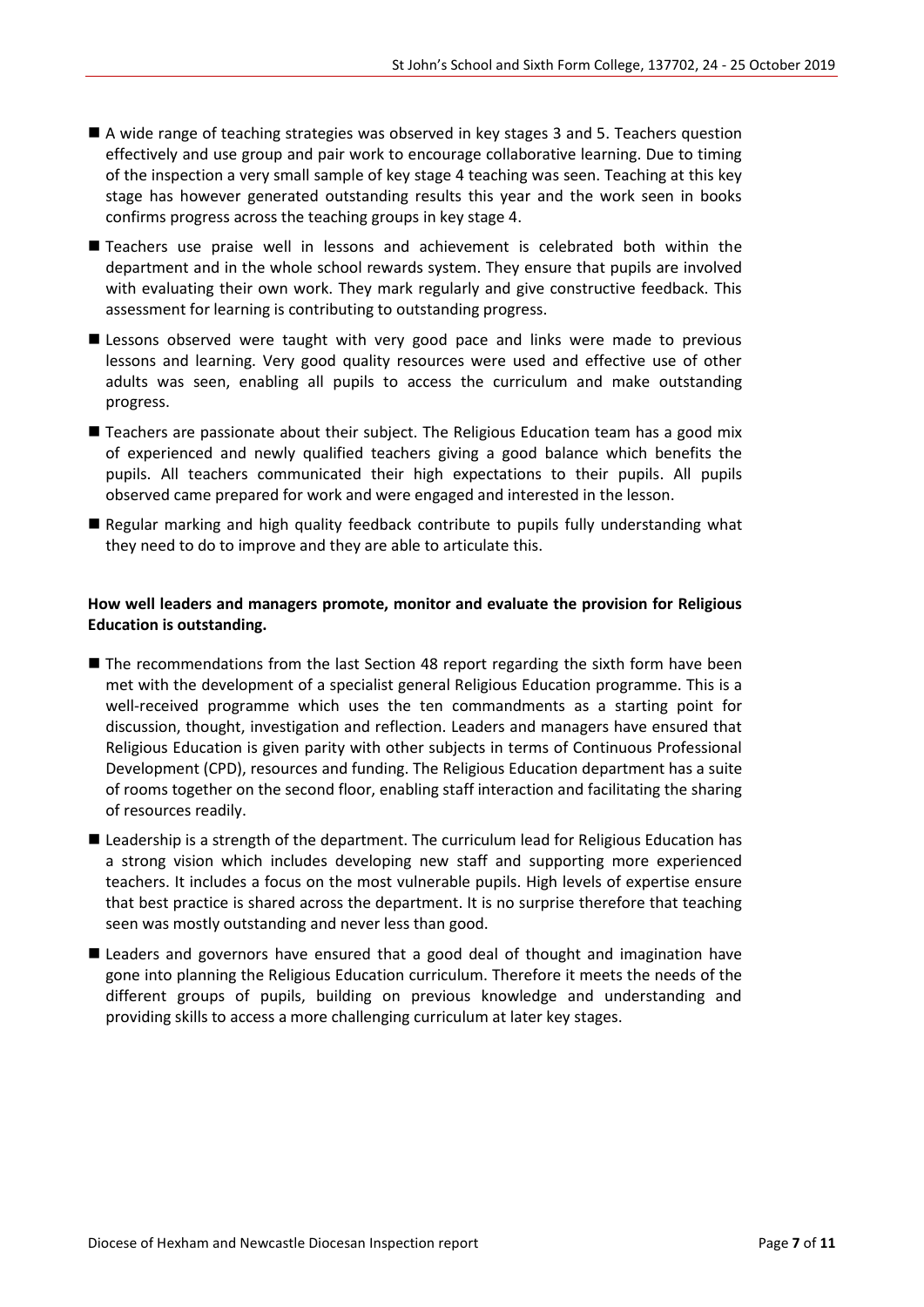- A wide range of teaching strategies was observed in key stages 3 and 5. Teachers question effectively and use group and pair work to encourage collaborative learning. Due to timing of the inspection a very small sample of key stage 4 teaching was seen. Teaching at this key stage has however generated outstanding results this year and the work seen in books confirms progress across the teaching groups in key stage 4.
- Teachers use praise well in lessons and achievement is celebrated both within the department and in the whole school rewards system. They ensure that pupils are involved with evaluating their own work. They mark regularly and give constructive feedback. This assessment for learning is contributing to outstanding progress.
- Lessons observed were taught with very good pace and links were made to previous lessons and learning. Very good quality resources were used and effective use of other adults was seen, enabling all pupils to access the curriculum and make outstanding progress.
- Teachers are passionate about their subject. The Religious Education team has a good mix of experienced and newly qualified teachers giving a good balance which benefits the pupils. All teachers communicated their high expectations to their pupils. All pupils observed came prepared for work and were engaged and interested in the lesson.
- Regular marking and high quality feedback contribute to pupils fully understanding what they need to do to improve and they are able to articulate this.

**How well leaders and managers promote, monitor and evaluate the provision for Religious Education is outstanding.**

- The recommendations from the last Section 48 report regarding the sixth form have been met with the development of a specialist general Religious Education programme. This is a well-received programme which uses the ten commandments as a starting point for discussion, thought, investigation and reflection. Leaders and managers have ensured that Religious Education is given parity with other subjects in terms of Continuous Professional Development (CPD), resources and funding. The Religious Education department has a suite of rooms together on the second floor, enabling staff interaction and facilitating the sharing of resources readily.
- Leadership is a strength of the department. The curriculum lead for Religious Education has a strong vision which includes developing new staff and supporting more experienced teachers. It includes a focus on the most vulnerable pupils. High levels of expertise ensure that best practice is shared across the department. It is no surprise therefore that teaching seen was mostly outstanding and never less than good.
- Leaders and governors have ensured that a good deal of thought and imagination have gone into planning the Religious Education curriculum. Therefore it meets the needs of the different groups of pupils, building on previous knowledge and understanding and providing skills to access a more challenging curriculum at later key stages.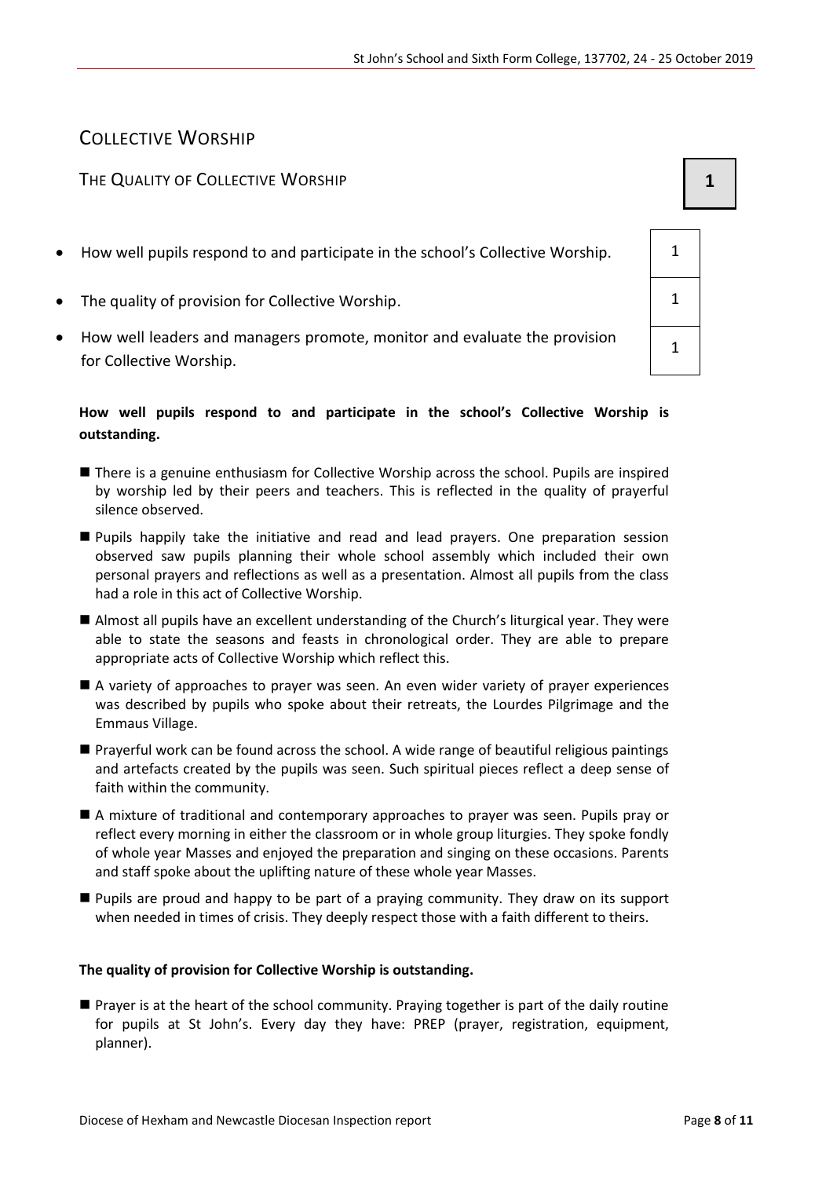## COLLECTIVE WORSHIP

### THE QUALITY OF COLLECTIVE WORSHIP

**1**

| Criterion | Grade |
|---|---|
| How well pupils respond to and participate in the school's Collective Worship. | 1 |
| The quality of provision for Collective Worship. | 1 |
| How well leaders and managers promote, monitor and evaluate the provision for Collective Worship. | 1 |

**How well pupils respond to and participate in the school's Collective Worship is outstanding.**

- There is a genuine enthusiasm for Collective Worship across the school. Pupils are inspired by worship led by their peers and teachers. This is reflected in the quality of prayerful silence observed.
- Pupils happily take the initiative and read and lead prayers. One preparation session observed saw pupils planning their whole school assembly which included their own personal prayers and reflections as well as a presentation. Almost all pupils from the class had a role in this act of Collective Worship.
- Almost all pupils have an excellent understanding of the Church's liturgical year. They were able to state the seasons and feasts in chronological order. They are able to prepare appropriate acts of Collective Worship which reflect this.
- A variety of approaches to prayer was seen. An even wider variety of prayer experiences was described by pupils who spoke about their retreats, the Lourdes Pilgrimage and the Emmaus Village.
- Prayerful work can be found across the school. A wide range of beautiful religious paintings and artefacts created by the pupils was seen. Such spiritual pieces reflect a deep sense of faith within the community.
- A mixture of traditional and contemporary approaches to prayer was seen. Pupils pray or reflect every morning in either the classroom or in whole group liturgies. They spoke fondly of whole year Masses and enjoyed the preparation and singing on these occasions. Parents and staff spoke about the uplifting nature of these whole year Masses.
- Pupils are proud and happy to be part of a praying community. They draw on its support when needed in times of crisis. They deeply respect those with a faith different to theirs.

**The quality of provision for Collective Worship is outstanding.**

- Prayer is at the heart of the school community. Praying together is part of the daily routine for pupils at St John's. Every day they have: PREP (prayer, registration, equipment, planner).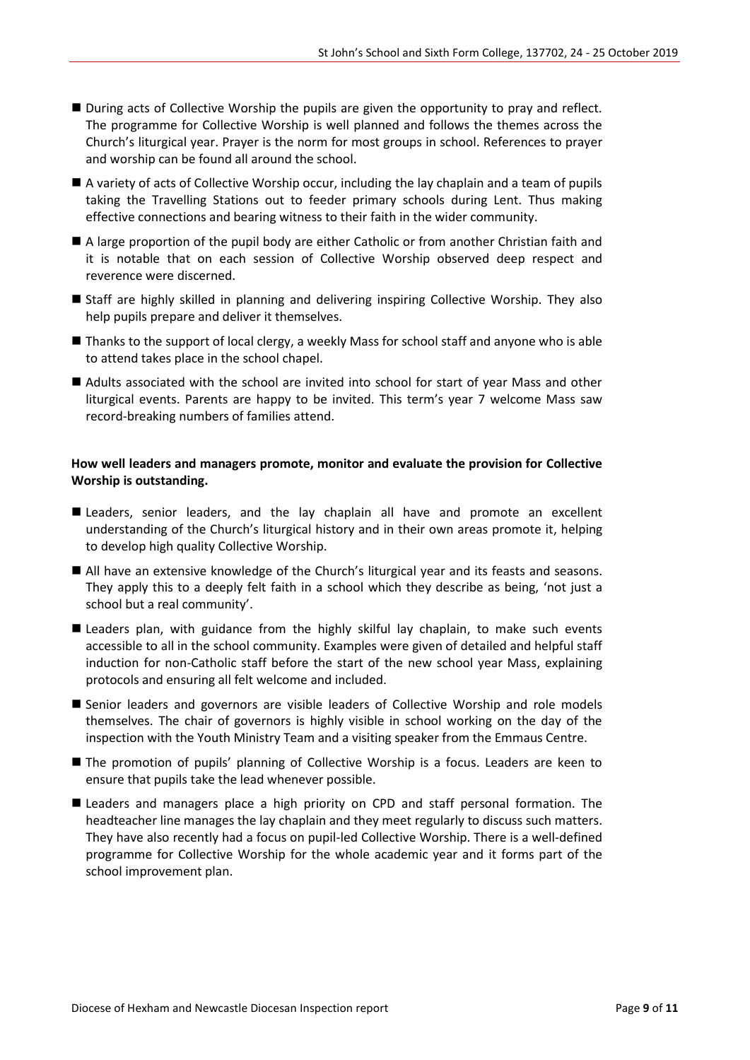- During acts of Collective Worship the pupils are given the opportunity to pray and reflect. The programme for Collective Worship is well planned and follows the themes across the Church's liturgical year. Prayer is the norm for most groups in school. References to prayer and worship can be found all around the school.
- A variety of acts of Collective Worship occur, including the lay chaplain and a team of pupils taking the Travelling Stations out to feeder primary schools during Lent. Thus making effective connections and bearing witness to their faith in the wider community.
- A large proportion of the pupil body are either Catholic or from another Christian faith and it is notable that on each session of Collective Worship observed deep respect and reverence were discerned.
- Staff are highly skilled in planning and delivering inspiring Collective Worship. They also help pupils prepare and deliver it themselves.
- Thanks to the support of local clergy, a weekly Mass for school staff and anyone who is able to attend takes place in the school chapel.
- Adults associated with the school are invited into school for start of year Mass and other liturgical events. Parents are happy to be invited. This term's year 7 welcome Mass saw record-breaking numbers of families attend.

**How well leaders and managers promote, monitor and evaluate the provision for Collective Worship is outstanding.**

- Leaders, senior leaders, and the lay chaplain all have and promote an excellent understanding of the Church's liturgical history and in their own areas promote it, helping to develop high quality Collective Worship.
- All have an extensive knowledge of the Church's liturgical year and its feasts and seasons. They apply this to a deeply felt faith in a school which they describe as being, 'not just a school but a real community'.
- Leaders plan, with guidance from the highly skilful lay chaplain, to make such events accessible to all in the school community. Examples were given of detailed and helpful staff induction for non-Catholic staff before the start of the new school year Mass, explaining protocols and ensuring all felt welcome and included.
- Senior leaders and governors are visible leaders of Collective Worship and role models themselves. The chair of governors is highly visible in school working on the day of the inspection with the Youth Ministry Team and a visiting speaker from the Emmaus Centre.
- The promotion of pupils' planning of Collective Worship is a focus. Leaders are keen to ensure that pupils take the lead whenever possible.
- Leaders and managers place a high priority on CPD and staff personal formation. The headteacher line manages the lay chaplain and they meet regularly to discuss such matters. They have also recently had a focus on pupil-led Collective Worship. There is a well-defined programme for Collective Worship for the whole academic year and it forms part of the school improvement plan.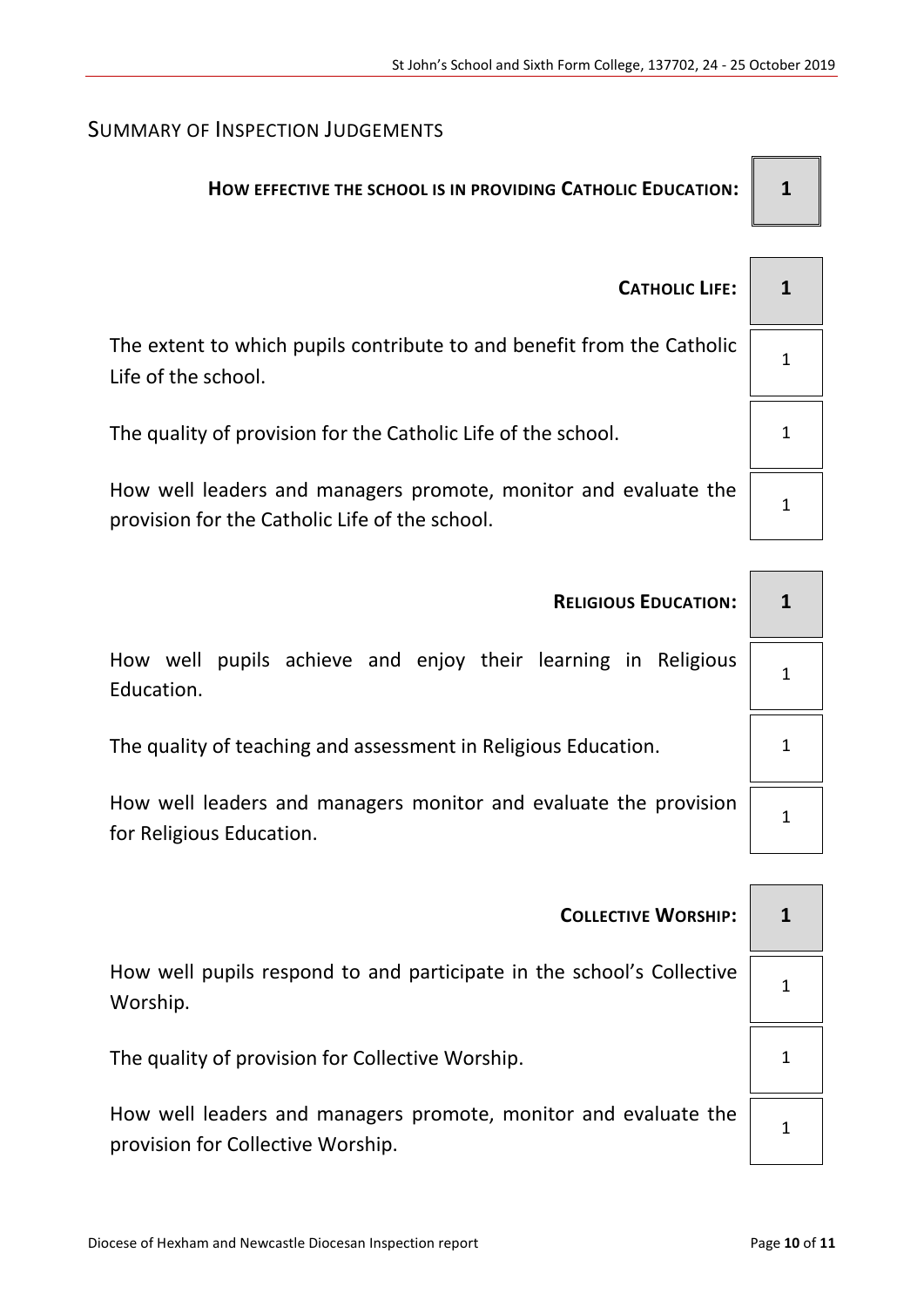## Summary of Inspection Judgements

| | |
|---|---|
| **How effective the school is in providing Catholic Education:** | **1** |
| **Catholic Life:** | **1** |
| The extent to which pupils contribute to and benefit from the Catholic Life of the school. | 1 |
| The quality of provision for the Catholic Life of the school. | 1 |
| How well leaders and managers promote, monitor and evaluate the provision for the Catholic Life of the school. | 1 |
| **Religious Education:** | **1** |
| How well pupils achieve and enjoy their learning in Religious Education. | 1 |
| The quality of teaching and assessment in Religious Education. | 1 |
| How well leaders and managers monitor and evaluate the provision for Religious Education. | 1 |
| **Collective Worship:** | **1** |
| How well pupils respond to and participate in the school's Collective Worship. | 1 |
| The quality of provision for Collective Worship. | 1 |
| How well leaders and managers promote, monitor and evaluate the provision for Collective Worship. | 1 |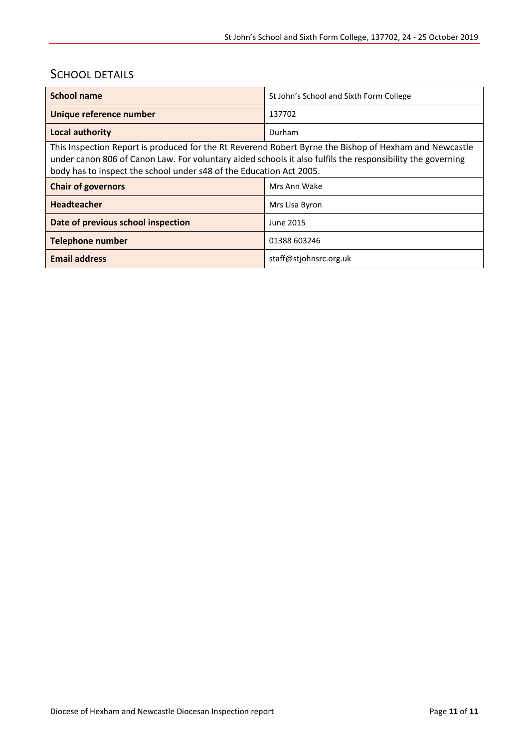## SCHOOL DETAILS

| | |
|---|---|
| **School name** | St John's School and Sixth Form College |
| **Unique reference number** | 137702 |
| **Local authority** | Durham |
| This Inspection Report is produced for the Rt Reverend Robert Byrne the Bishop of Hexham and Newcastle under canon 806 of Canon Law. For voluntary aided schools it also fulfils the responsibility the governing body has to inspect the school under s48 of the Education Act 2005. | |
| **Chair of governors** | Mrs Ann Wake |
| **Headteacher** | Mrs Lisa Byron |
| **Date of previous school inspection** | June 2015 |
| **Telephone number** | 01388 603246 |
| **Email address** | staff@stjohnsrc.org.uk |